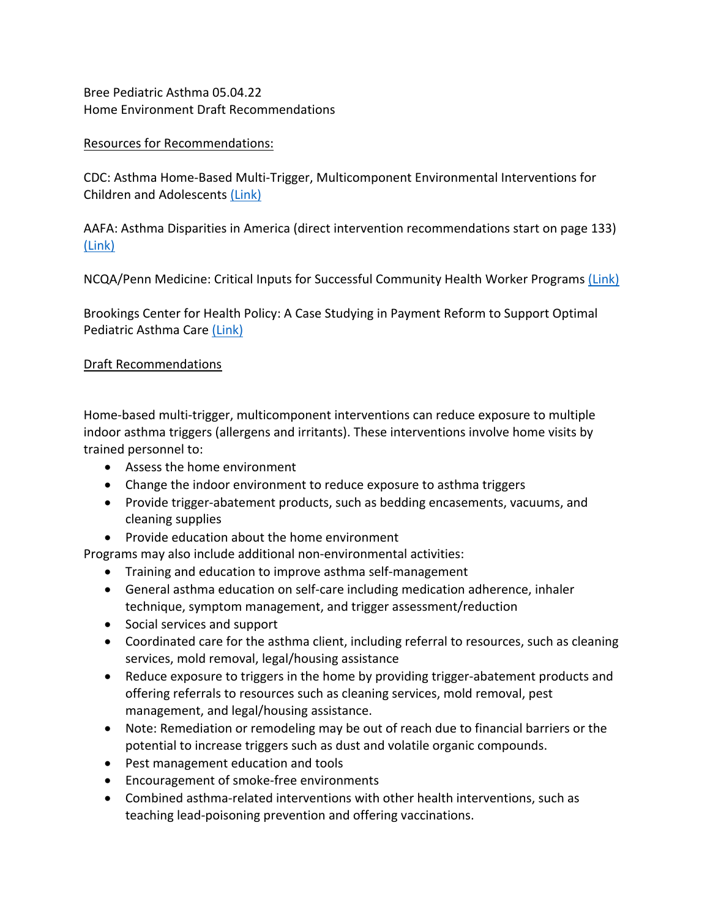Bree Pediatric Asthma 05.04.22
Home Environment Draft Recommendations

<u>Resources for Recommendations:</u>

CDC: Asthma Home-Based Multi-Trigger, Multicomponent Environmental Interventions for Children and Adolescents (Link)

AAFA: Asthma Disparities in America (direct intervention recommendations start on page 133) (Link)

NCQA/Penn Medicine: Critical Inputs for Successful Community Health Worker Programs (Link)

Brookings Center for Health Policy: A Case Studying in Payment Reform to Support Optimal Pediatric Asthma Care (Link)

<u>Draft Recommendations</u>

Home-based multi-trigger, multicomponent interventions can reduce exposure to multiple indoor asthma triggers (allergens and irritants). These interventions involve home visits by trained personnel to:

- Assess the home environment
- Change the indoor environment to reduce exposure to asthma triggers
- Provide trigger-abatement products, such as bedding encasements, vacuums, and cleaning supplies
- Provide education about the home environment

Programs may also include additional non-environmental activities:

- Training and education to improve asthma self-management
- General asthma education on self-care including medication adherence, inhaler technique, symptom management, and trigger assessment/reduction
- Social services and support
- Coordinated care for the asthma client, including referral to resources, such as cleaning services, mold removal, legal/housing assistance
- Reduce exposure to triggers in the home by providing trigger-abatement products and offering referrals to resources such as cleaning services, mold removal, pest management, and legal/housing assistance.
- Note: Remediation or remodeling may be out of reach due to financial barriers or the potential to increase triggers such as dust and volatile organic compounds.
- Pest management education and tools
- Encouragement of smoke-free environments
- Combined asthma-related interventions with other health interventions, such as teaching lead-poisoning prevention and offering vaccinations.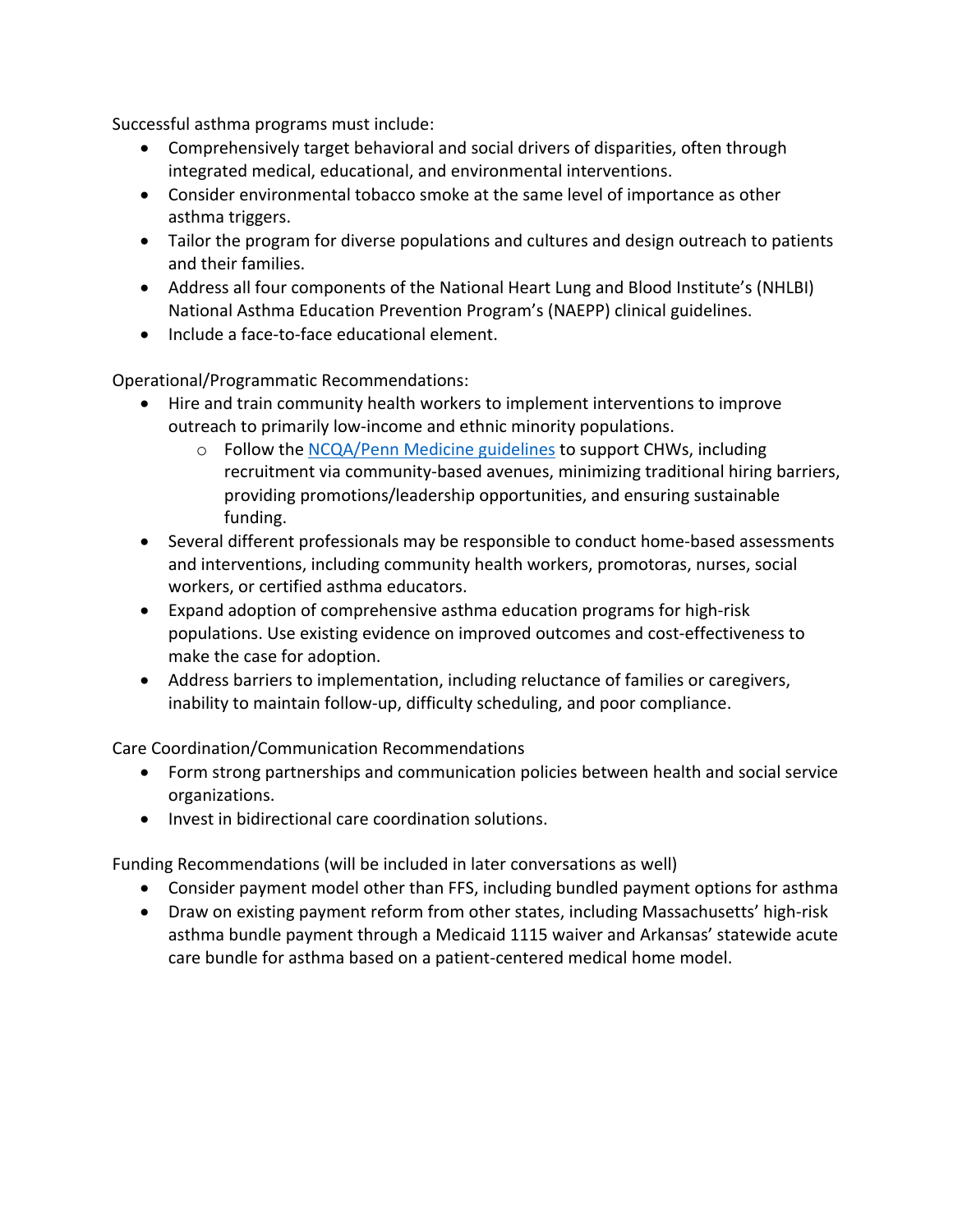Successful asthma programs must include:

- Comprehensively target behavioral and social drivers of disparities, often through integrated medical, educational, and environmental interventions.
- Consider environmental tobacco smoke at the same level of importance as other asthma triggers.
- Tailor the program for diverse populations and cultures and design outreach to patients and their families.
- Address all four components of the National Heart Lung and Blood Institute's (NHLBI) National Asthma Education Prevention Program's (NAEPP) clinical guidelines.
- Include a face-to-face educational element.

Operational/Programmatic Recommendations:

- Hire and train community health workers to implement interventions to improve outreach to primarily low-income and ethnic minority populations.
  - Follow the NCQA/Penn Medicine guidelines to support CHWs, including recruitment via community-based avenues, minimizing traditional hiring barriers, providing promotions/leadership opportunities, and ensuring sustainable funding.
- Several different professionals may be responsible to conduct home-based assessments and interventions, including community health workers, promotoras, nurses, social workers, or certified asthma educators.
- Expand adoption of comprehensive asthma education programs for high-risk populations. Use existing evidence on improved outcomes and cost-effectiveness to make the case for adoption.
- Address barriers to implementation, including reluctance of families or caregivers, inability to maintain follow-up, difficulty scheduling, and poor compliance.

Care Coordination/Communication Recommendations

- Form strong partnerships and communication policies between health and social service organizations.
- Invest in bidirectional care coordination solutions.

Funding Recommendations (will be included in later conversations as well)

- Consider payment model other than FFS, including bundled payment options for asthma
- Draw on existing payment reform from other states, including Massachusetts' high-risk asthma bundle payment through a Medicaid 1115 waiver and Arkansas' statewide acute care bundle for asthma based on a patient-centered medical home model.